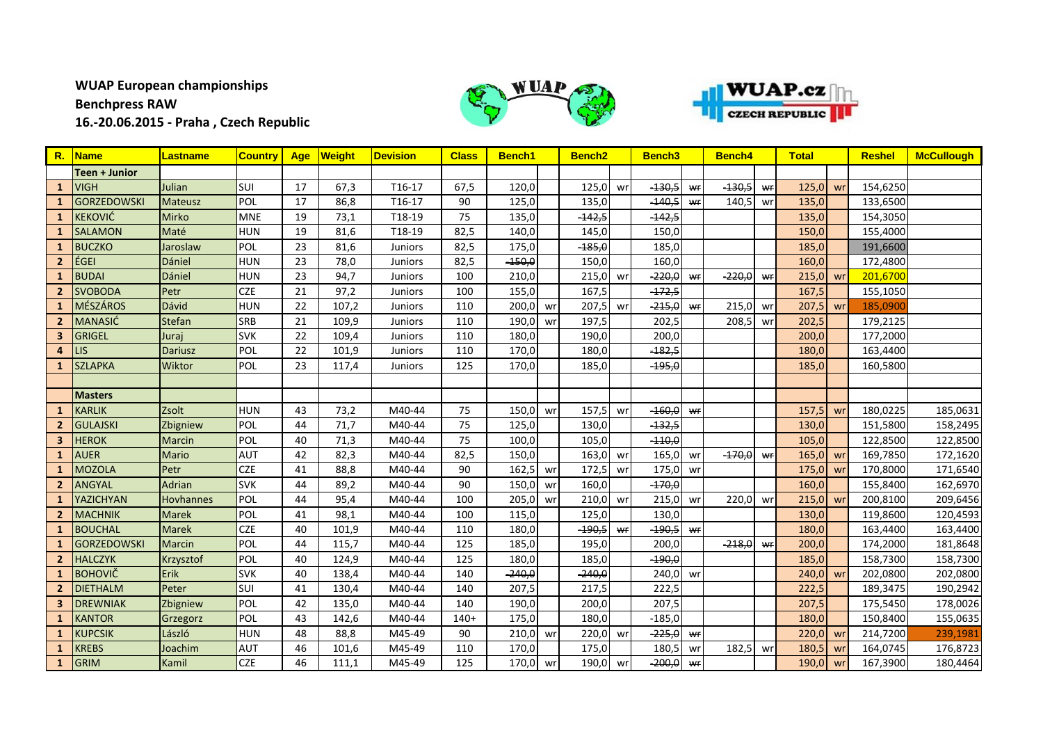**WUAP European championships**
**Benchpress RAW**
**16.-20.06.2015 - Praha , Czech Republic**

| R. | Name | Lastname | Country | Age | Weight | Devision | Class | Bench1 | | Bench2 | | Bench3 | | Bench4 | | Total | | Reshel | McCullough |
|---|---|---|---|---|---|---|---|---|---|---|---|---|---|---|---|---|---|---|---|
| | **Teen + Junior** | | | | | | | | | | | | | | | | | | |
| 1 | VIGH | Julian | SUI | 17 | 67,3 | T16-17 | 67,5 | 120,0 | | 125,0 | wr | ~~130,5~~ | ~~wr~~ | ~~130,5~~ | ~~wr~~ | 125,0 | wr | 154,6250 | |
| 1 | GORZEDOWSKI | Mateusz | POL | 17 | 86,8 | T16-17 | 90 | 125,0 | | 135,0 | | ~~140,5~~ | ~~wr~~ | 140,5 | wr | 135,0 | | 133,6500 | |
| 1 | KEKOVIĆ | Mirko | MNE | 19 | 73,1 | T18-19 | 75 | 135,0 | | ~~142,5~~ | | ~~142,5~~ | | | | 135,0 | | 154,3050 | |
| 1 | SALAMON | Maté | HUN | 19 | 81,6 | T18-19 | 82,5 | 140,0 | | 145,0 | | 150,0 | | | | 150,0 | | 155,4000 | |
| 1 | BUCZKO | Jaroslaw | POL | 23 | 81,6 | Juniors | 82,5 | 175,0 | | ~~185,0~~ | | 185,0 | | | | 185,0 | | 191,6600 | |
| 2 | ÉGEI | Dániel | HUN | 23 | 78,0 | Juniors | 82,5 | ~~150,0~~ | | 150,0 | | 160,0 | | | | 160,0 | | 172,4800 | |
| 1 | BUDAI | Dániel | HUN | 23 | 94,7 | Juniors | 100 | 210,0 | | 215,0 | wr | ~~220,0~~ | ~~wr~~ | ~~220,0~~ | ~~wr~~ | 215,0 | wr | 201,6700 | |
| 2 | SVOBODA | Petr | CZE | 21 | 97,2 | Juniors | 100 | 155,0 | | 167,5 | | ~~172,5~~ | | | | 167,5 | | 155,1050 | |
| 1 | MÉSZÁROS | Dávid | HUN | 22 | 107,2 | Juniors | 110 | 200,0 | wr | 207,5 | wr | ~~215,0~~ | ~~wr~~ | 215,0 | wr | 207,5 | wr | 185,0900 | |
| 2 | MANASIĆ | Stefan | SRB | 21 | 109,9 | Juniors | 110 | 190,0 | wr | 197,5 | | 202,5 | | 208,5 | wr | 202,5 | | 179,2125 | |
| 3 | GRIGEL | Juraj | SVK | 22 | 109,4 | Juniors | 110 | 180,0 | | 190,0 | | 200,0 | | | | 200,0 | | 177,2000 | |
| 4 | LIS | Dariusz | POL | 22 | 101,9 | Juniors | 110 | 170,0 | | 180,0 | | ~~182,5~~ | | | | 180,0 | | 163,4400 | |
| 1 | SZLAPKA | Wiktor | POL | 23 | 117,4 | Juniors | 125 | 170,0 | | 185,0 | | ~~195,0~~ | | | | 185,0 | | 160,5800 | |
| | | | | | | | | | | | | | | | | | | | |
| | **Masters** | | | | | | | | | | | | | | | | | | |
| 1 | KARLIK | Zsolt | HUN | 43 | 73,2 | M40-44 | 75 | 150,0 | wr | 157,5 | wr | ~~160,0~~ | ~~wr~~ | | | 157,5 | wr | 180,0225 | 185,0631 |
| 2 | GULAJSKI | Zbigniew | POL | 44 | 71,7 | M40-44 | 75 | 125,0 | | 130,0 | | ~~132,5~~ | | | | 130,0 | | 151,5800 | 158,2495 |
| 3 | HEROK | Marcin | POL | 40 | 71,3 | M40-44 | 75 | 100,0 | | 105,0 | | ~~110,0~~ | | | | 105,0 | | 122,8500 | 122,8500 |
| 1 | AUER | Mario | AUT | 42 | 82,3 | M40-44 | 82,5 | 150,0 | | 163,0 | wr | 165,0 | wr | ~~170,0~~ | ~~wr~~ | 165,0 | wr | 169,7850 | 172,1620 |
| 1 | MOZOLA | Petr | CZE | 41 | 88,8 | M40-44 | 90 | 162,5 | wr | 172,5 | wr | 175,0 | wr | | | 175,0 | wr | 170,8000 | 171,6540 |
| 2 | ANGYAL | Adrian | SVK | 44 | 89,2 | M40-44 | 90 | 150,0 | wr | 160,0 | | ~~170,0~~ | | | | 160,0 | | 155,8400 | 162,6970 |
| 1 | YAZICHYAN | Hovhannes | POL | 44 | 95,4 | M40-44 | 100 | 205,0 | wr | 210,0 | wr | 215,0 | wr | 220,0 | wr | 215,0 | wr | 200,8100 | 209,6456 |
| 2 | MACHNIK | Marek | POL | 41 | 98,1 | M40-44 | 100 | 115,0 | | 125,0 | | 130,0 | | | | 130,0 | | 119,8600 | 120,4593 |
| 1 | BOUCHAL | Marek | CZE | 40 | 101,9 | M40-44 | 110 | 180,0 | | ~~190,5~~ | ~~wr~~ | ~~190,5~~ | ~~wr~~ | | | 180,0 | | 163,4400 | 163,4400 |
| 1 | GORZEDOWSKI | Marcin | POL | 44 | 115,7 | M40-44 | 125 | 185,0 | | 195,0 | | 200,0 | | ~~218,0~~ | ~~wr~~ | 200,0 | | 174,2000 | 181,8648 |
| 2 | HALCZYK | Krzysztof | POL | 40 | 124,9 | M40-44 | 125 | 180,0 | | 185,0 | | ~~190,0~~ | | | | 185,0 | | 158,7300 | 158,7300 |
| 1 | BOHOVIČ | Erik | SVK | 40 | 138,4 | M40-44 | 140 | ~~240,0~~ | | ~~240,0~~ | | 240,0 | wr | | | 240,0 | wr | 202,0800 | 202,0800 |
| 2 | DIETHALM | Peter | SUI | 41 | 130,4 | M40-44 | 140 | 207,5 | | 217,5 | | 222,5 | | | | 222,5 | | 189,3475 | 190,2942 |
| 3 | DREWNIAK | Zbigniew | POL | 42 | 135,0 | M40-44 | 140 | 190,0 | | 200,0 | | 207,5 | | | | 207,5 | | 175,5450 | 178,0026 |
| 1 | KANTOR | Grzegorz | POL | 43 | 142,6 | M40-44 | 140+ | 175,0 | | 180,0 | | -185,0 | | | | 180,0 | | 150,8400 | 155,0635 |
| 1 | KUPCSIK | László | HUN | 48 | 88,8 | M45-49 | 90 | 210,0 | wr | 220,0 | wr | ~~225,0~~ | ~~wr~~ | | | 220,0 | wr | 214,7200 | 239,1981 |
| 1 | KREBS | Joachim | AUT | 46 | 101,6 | M45-49 | 110 | 170,0 | | 175,0 | | 180,5 | wr | 182,5 | wr | 180,5 | wr | 164,0745 | 176,8723 |
| 1 | GRIM | Kamil | CZE | 46 | 111,1 | M45-49 | 125 | 170,0 | wr | 190,0 | wr | ~~200,0~~ | ~~wr~~ | | | 190,0 | wr | 167,3900 | 180,4464 |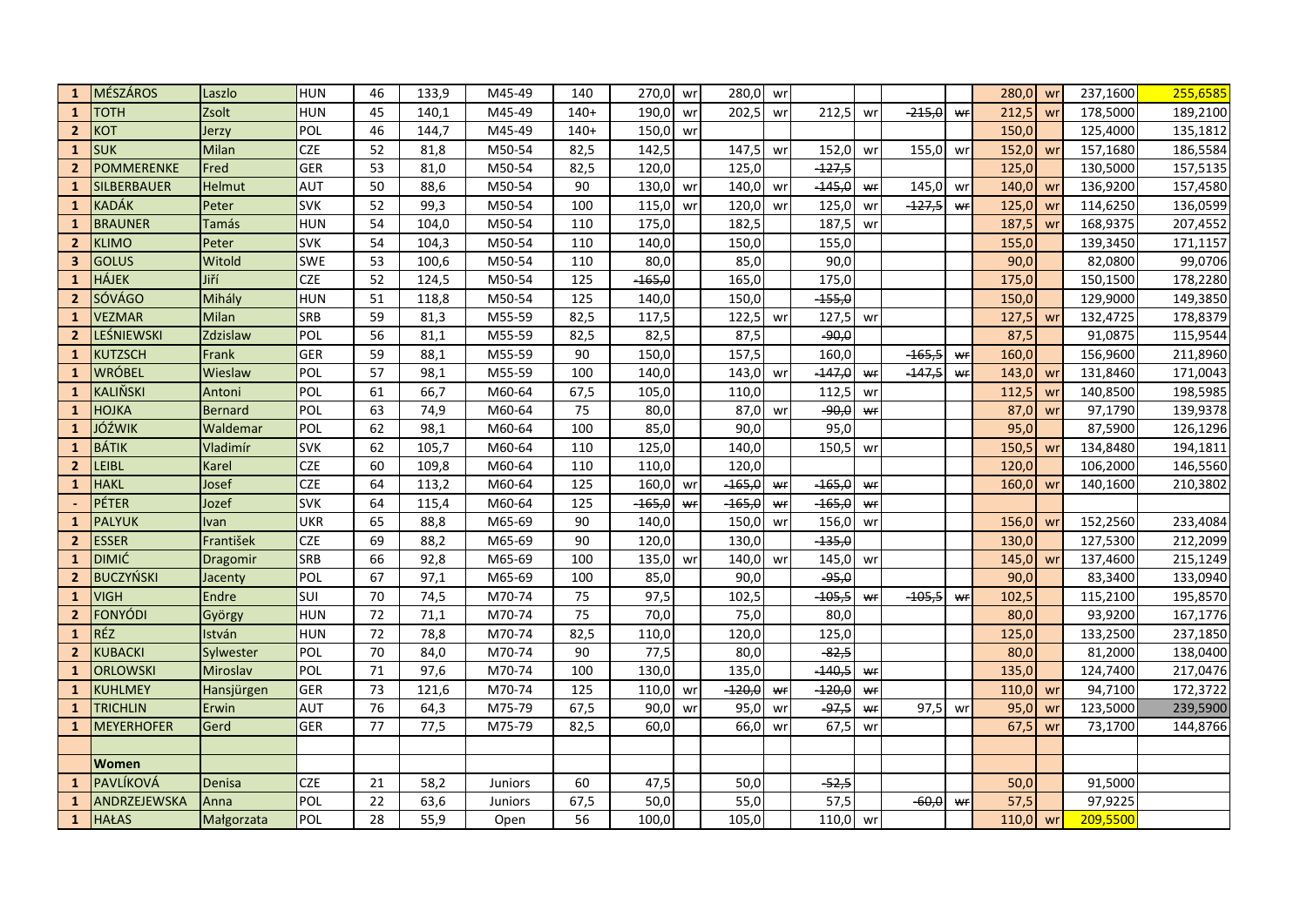| | | | | | | | | | | | | | | | | | | | |
|---|---|---|---|---|---|---|---|---|---|---|---|---|---|---|---|---|---|---|---|
| 1 | MÉSZÁROS | Laszlo | HUN | 46 | 133,9 | M45-49 | 140 | 270,0 | wr | 280,0 | wr | | | | | 280,0 | wr | 237,1600 | 255,6585 |
| 1 | TOTH | Zsolt | HUN | 45 | 140,1 | M45-49 | 140+ | 190,0 | wr | 202,5 | wr | 212,5 | wr | ~~-215,0~~ | ~~wr~~ | 212,5 | wr | 178,5000 | 189,2100 |
| 2 | KOT | Jerzy | POL | 46 | 144,7 | M45-49 | 140+ | 150,0 | wr | | | | | | | 150,0 | | 125,4000 | 135,1812 |
| 1 | SUK | Milan | CZE | 52 | 81,8 | M50-54 | 82,5 | 142,5 | | 147,5 | wr | 152,0 | wr | 155,0 | wr | 152,0 | wr | 157,1580 | 186,5584 |
| 2 | POMMERENKE | Fred | GER | 53 | 81,0 | M50-54 | 82,5 | 120,0 | | 125,0 | | ~~-127,5~~ | | | | 125,0 | | 130,5000 | 157,5135 |
| 1 | SILBERBAUER | Helmut | AUT | 50 | 88,6 | M50-54 | 90 | 130,0 | wr | 140,0 | wr | ~~-145,0~~ | ~~wr~~ | 145,0 | wr | 140,0 | wr | 136,9200 | 157,4580 |
| 1 | KADÁK | Peter | SVK | 52 | 99,3 | M50-54 | 100 | 115,0 | wr | 120,0 | wr | 125,0 | wr | ~~-127,5~~ | ~~wr~~ | 125,0 | wr | 114,6250 | 136,0599 |
| 1 | BRAUNER | Tamás | HUN | 54 | 104,0 | M50-54 | 110 | 175,0 | | 182,5 | | 187,5 | wr | | | 187,5 | wr | 168,9375 | 207,4552 |
| 2 | KLIMO | Peter | SVK | 54 | 104,3 | M50-54 | 110 | 140,0 | | 150,0 | | 155,0 | | | | 155,0 | | 139,3450 | 171,1157 |
| 3 | GOLUS | Witold | SWE | 53 | 100,6 | M50-54 | 110 | 80,0 | | 85,0 | | 90,0 | | | | 90,0 | | 82,0800 | 99,0706 |
| 1 | HÁJEK | Jiří | CZE | 52 | 124,5 | M50-54 | 125 | ~~-165,0~~ | | 165,0 | | 175,0 | | | | 175,0 | | 150,1500 | 178,2280 |
| 2 | SÓVÁGO | Mihály | HUN | 51 | 118,8 | M50-54 | 125 | 140,0 | | 150,0 | | ~~-155,0~~ | | | | 150,0 | | 129,9000 | 149,3850 |
| 1 | VEZMAR | Milan | SRB | 59 | 81,3 | M55-59 | 82,5 | 117,5 | | 122,5 | wr | 127,5 | wr | | | 127,5 | wr | 132,4725 | 178,8379 |
| 2 | LEŚNIEWSKI | Zdzislaw | POL | 56 | 81,1 | M55-59 | 82,5 | 82,5 | | 87,5 | | ~~-90,0~~ | | | | 87,5 | | 91,0875 | 115,9544 |
| 1 | KUTZSCH | Frank | GER | 59 | 88,1 | M55-59 | 90 | 150,0 | | 157,5 | | 160,0 | | ~~-165,5~~ | ~~wr~~ | 160,0 | | 156,9600 | 211,8960 |
| 1 | WRÓBEL | Wieslaw | POL | 57 | 98,1 | M55-59 | 100 | 140,0 | | 143,0 | wr | ~~-147,0~~ | ~~wr~~ | ~~-147,5~~ | ~~wr~~ | 143,0 | wr | 131,8460 | 171,0043 |
| 1 | KALIŃSKI | Antoni | POL | 61 | 66,7 | M60-64 | 67,5 | 105,0 | | 110,0 | | 112,5 | wr | | | 112,5 | wr | 140,8500 | 198,5985 |
| 1 | HOJKA | Bernard | POL | 63 | 74,9 | M60-64 | 75 | 80,0 | | 87,0 | wr | ~~-90,0~~ | ~~wr~~ | | | 87,0 | wr | 97,1790 | 139,9378 |
| 1 | JÓŹWIK | Waldemar | POL | 62 | 98,1 | M60-64 | 100 | 85,0 | | 90,0 | | 95,0 | | | | 95,0 | | 87,5900 | 126,1296 |
| 1 | BÁTIK | Vladimír | SVK | 62 | 105,7 | M60-64 | 110 | 125,0 | | 140,0 | | 150,5 | wr | | | 150,5 | wr | 134,8480 | 194,1811 |
| 2 | LEIBL | Karel | CZE | 60 | 109,8 | M60-64 | 110 | 110,0 | | 120,0 | | | | | | 120,0 | | 106,2000 | 146,5560 |
| 1 | HAKL | Josef | CZE | 64 | 113,2 | M60-64 | 125 | 160,0 | wr | ~~-165,0~~ | ~~wr~~ | ~~-165,0~~ | ~~wr~~ | | | 160,0 | wr | 140,1600 | 210,3802 |
| - | PÉTER | Jozef | SVK | 64 | 115,4 | M60-64 | 125 | ~~-165,0~~ | ~~wr~~ | ~~-165,0~~ | ~~wr~~ | ~~-165,0~~ | ~~wr~~ | | | | | | |
| 1 | PALYUK | Ivan | UKR | 65 | 88,8 | M65-69 | 90 | 140,0 | | 150,0 | wr | 156,0 | wr | | | 156,0 | wr | 152,2560 | 233,4084 |
| 2 | ESSER | František | CZE | 69 | 88,2 | M65-69 | 90 | 120,0 | | 130,0 | | ~~-135,0~~ | | | | 130,0 | | 127,5300 | 212,2099 |
| 1 | DIMIĆ | Dragomir | SRB | 66 | 92,8 | M65-69 | 100 | 135,0 | wr | 140,0 | wr | 145,0 | wr | | | 145,0 | wr | 137,4600 | 215,1249 |
| 2 | BUCZYŃSKI | Jacenty | POL | 67 | 97,1 | M65-69 | 100 | 85,0 | | 90,0 | | ~~-95,0~~ | | | | 90,0 | | 83,3400 | 133,0940 |
| 1 | VIGH | Endre | SUI | 70 | 74,5 | M70-74 | 75 | 97,5 | | 102,5 | | ~~-105,5~~ | ~~wr~~ | ~~-105,5~~ | ~~wr~~ | 102,5 | | 115,2100 | 195,8570 |
| 2 | FONYÓDI | György | HUN | 72 | 71,1 | M70-74 | 75 | 70,0 | | 75,0 | | 80,0 | | | | 80,0 | | 93,9200 | 167,1776 |
| 1 | RÉZ | István | HUN | 72 | 78,8 | M70-74 | 82,5 | 110,0 | | 120,0 | | 125,0 | | | | 125,0 | | 133,2500 | 237,1850 |
| 2 | KUBACKI | Sylwester | POL | 70 | 84,0 | M70-74 | 90 | 77,5 | | 80,0 | | ~~-82,5~~ | | | | 80,0 | | 81,2000 | 138,0400 |
| 1 | ORLOWSKI | Miroslav | POL | 71 | 97,6 | M70-74 | 100 | 130,0 | | 135,0 | | ~~-140,5~~ | ~~wr~~ | | | 135,0 | | 124,7400 | 217,0476 |
| 1 | KUHLMEY | Hansjürgen | GER | 73 | 121,6 | M70-74 | 125 | 110,0 | wr | ~~-120,0~~ | ~~wr~~ | ~~-120,0~~ | ~~wr~~ | | | 110,0 | wr | 94,7100 | 172,3722 |
| 1 | TRICHLIN | Erwin | AUT | 76 | 64,3 | M75-79 | 67,5 | 90,0 | wr | 95,0 | wr | ~~-97,5~~ | ~~wr~~ | 97,5 | wr | 95,0 | wr | 123,5000 | 239,5900 |
| 1 | MEYERHOFER | Gerd | GER | 77 | 77,5 | M75-79 | 82,5 | 60,0 | | 66,0 | wr | 67,5 | wr | | | 67,5 | wr | 73,1700 | 144,8766 |
| | | | | | | | | | | | | | | | | | | | |
| | **Women** | | | | | | | | | | | | | | | | | | |
| 1 | PAVLÍKOVÁ | Denisa | CZE | 21 | 58,2 | Juniors | 60 | 47,5 | | 50,0 | | ~~-52,5~~ | | | | 50,0 | | 91,5000 | |
| 1 | ANDRZEJEWSKA | Anna | POL | 22 | 63,6 | Juniors | 67,5 | 50,0 | | 55,0 | | 57,5 | | ~~-60,0~~ | ~~wr~~ | 57,5 | | 97,9225 | |
| 1 | HAŁAS | Małgorzata | POL | 28 | 55,9 | Open | 56 | 100,0 | | 105,0 | | 110,0 | wr | | | 110,0 | wr | 209,5500 | |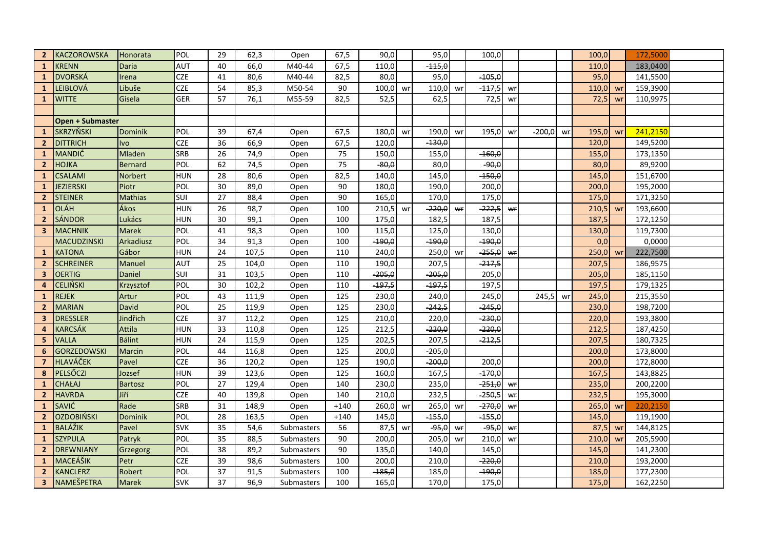| | | | | | | | | | | | | | | | | | | |
|---|---|---|---|---|---|---|---|---|---|---|---|---|---|---|---|---|---|---|
| 2 | KACZOROWSKA | Honorata | POL | 29 | 62,3 | Open | 67,5 | 90,0 | | 95,0 | | 100,0 | | | | 100,0 | | 172,5000 |
| 1 | KRENN | Daria | AUT | 40 | 66,0 | M40-44 | 67,5 | 110,0 | | ~~-115,0~~ | | | | | | 110,0 | | 183,0400 |
| 1 | DVORSKÁ | Irena | CZE | 41 | 80,6 | M40-44 | 82,5 | 80,0 | | 95,0 | | ~~-105,0~~ | | | | 95,0 | | 141,5500 |
| 1 | LEIBLOVÁ | Libuše | CZE | 54 | 85,3 | M50-54 | 90 | 100,0 | wr | 110,0 | wr | ~~-117,5~~ | ~~wr~~ | | | 110,0 | wr | 159,3900 |
| 1 | WITTE | Gisela | GER | 57 | 76,1 | M55-59 | 82,5 | 52,5 | | 62,5 | | 72,5 | wr | | | 72,5 | wr | 110,9975 |
| | | | | | | | | | | | | | | | | | | |
| | **Open + Submaster** | | | | | | | | | | | | | | | | | |
| 1 | SKRZYŃSKI | Dominik | POL | 39 | 67,4 | Open | 67,5 | 180,0 | wr | 190,0 | wr | 195,0 | wr | ~~-200,0~~ | ~~wr~~ | 195,0 | wr | 241,2150 |
| 2 | DITTRICH | Ivo | CZE | 36 | 66,9 | Open | 67,5 | 120,0 | | ~~-130,0~~ | | | | | | 120,0 | | 149,5200 |
| 1 | MANDIĆ | Mladen | SRB | 26 | 74,9 | Open | 75 | 150,0 | | 155,0 | | ~~-160,0~~ | | | | 155,0 | | 173,1350 |
| 2 | HOJKA | Bernard | POL | 62 | 74,5 | Open | 75 | ~~-80,0~~ | | 80,0 | | ~~-90,0~~ | | | | 80,0 | | 89,9200 |
| 1 | CSALAMI | Norbert | HUN | 28 | 80,6 | Open | 82,5 | 140,0 | | 145,0 | | ~~-150,0~~ | | | | 145,0 | | 151,6700 |
| 1 | JEZIERSKI | Piotr | POL | 30 | 89,0 | Open | 90 | 180,0 | | 190,0 | | 200,0 | | | | 200,0 | | 195,2000 |
| 2 | STEINER | Mathias | SUI | 27 | 88,4 | Open | 90 | 165,0 | | 170,0 | | 175,0 | | | | 175,0 | | 171,3250 |
| 1 | OLÁH | Ákos | HUN | 26 | 98,7 | Open | 100 | 210,5 | wr | ~~-220,0~~ | ~~wr~~ | ~~-222,5~~ | ~~wr~~ | | | 210,5 | wr | 193,6600 |
| 2 | SÁNDOR | Lukács | HUN | 30 | 99,1 | Open | 100 | 175,0 | | 182,5 | | 187,5 | | | | 187,5 | | 172,1250 |
| 3 | MACHNIK | Marek | POL | 41 | 98,3 | Open | 100 | 115,0 | | 125,0 | | 130,0 | | | | 130,0 | | 119,7300 |
| | MACUDZINSKI | Arkadiusz | POL | 34 | 91,3 | Open | 100 | ~~-190,0~~ | | ~~-190,0~~ | | ~~-190,0~~ | | | | 0,0 | | 0,0000 |
| 1 | KATONA | Gábor | HUN | 24 | 107,5 | Open | 110 | 240,0 | | 250,0 | wr | ~~-255,0~~ | ~~wr~~ | | | 250,0 | wr | 222,7500 |
| 2 | SCHREINER | Manuel | AUT | 25 | 104,0 | Open | 110 | 190,0 | | 207,5 | | ~~-217,5~~ | | | | 207,5 | | 186,9575 |
| 3 | OERTIG | Daniel | SUI | 31 | 103,5 | Open | 110 | ~~-205,0~~ | | ~~-205,0~~ | | 205,0 | | | | 205,0 | | 185,1150 |
| 4 | CELIŃSKI | Krzysztof | POL | 30 | 102,2 | Open | 110 | ~~-197,5~~ | | ~~-197,5~~ | | 197,5 | | | | 197,5 | | 179,1325 |
| 1 | REJEK | Artur | POL | 43 | 111,9 | Open | 125 | 230,0 | | 240,0 | | 245,0 | | 245,5 | wr | 245,0 | | 215,3550 |
| 2 | MARIAN | David | POL | 25 | 119,9 | Open | 125 | 230,0 | | ~~-242,5~~ | | ~~-245,0~~ | | | | 230,0 | | 198,7200 |
| 3 | DRESSLER | Jindřich | CZE | 37 | 112,2 | Open | 125 | 210,0 | | 220,0 | | ~~-230,0~~ | | | | 220,0 | | 193,3800 |
| 4 | KARCSÁK | Attila | HUN | 33 | 110,8 | Open | 125 | 212,5 | | ~~-220,0~~ | | ~~-220,0~~ | | | | 212,5 | | 187,4250 |
| 5 | VALLA | Bálint | HUN | 24 | 115,9 | Open | 125 | 202,5 | | 207,5 | | ~~-212,5~~ | | | | 207,5 | | 180,7325 |
| 6 | GORZEDOWSKI | Marcin | POL | 44 | 116,8 | Open | 125 | 200,0 | | ~~-205,0~~ | | | | | | 200,0 | | 173,8000 |
| 7 | HLAVÁČEK | Pavel | CZE | 36 | 120,2 | Open | 125 | 190,0 | | ~~-200,0~~ | | 200,0 | | | | 200,0 | | 172,8000 |
| 8 | PELSŐCZI | Jozsef | HUN | 39 | 123,6 | Open | 125 | 160,0 | | 167,5 | | ~~-170,0~~ | | | | 167,5 | | 143,8825 |
| 1 | CHAŁAJ | Bartosz | POL | 27 | 129,4 | Open | 140 | 230,0 | | 235,0 | | ~~-251,0~~ | ~~wr~~ | | | 235,0 | | 200,2200 |
| 2 | HAVRDA | Jiří | CZE | 40 | 139,8 | Open | 140 | 210,0 | | 232,5 | | ~~-250,5~~ | ~~wr~~ | | | 232,5 | | 195,3000 |
| 1 | SAVIĆ | Rade | SRB | 31 | 148,9 | Open | +140 | 260,0 | wr | 265,0 | wr | ~~-270,0~~ | ~~wr~~ | | | 265,0 | wr | 220,2150 |
| 2 | OZDOBIŃSKI | Dominik | POL | 28 | 163,5 | Open | +140 | 145,0 | | ~~-155,0~~ | | ~~-155,0~~ | | | | 145,0 | | 119,1900 |
| 1 | BALÁŽIK | Pavel | SVK | 35 | 54,6 | Submasters | 56 | 87,5 | wr | ~~-95,0~~ | ~~wr~~ | ~~-95,0~~ | ~~wr~~ | | | 87,5 | wr | 144,8125 |
| 1 | SZYPULA | Patryk | POL | 35 | 88,5 | Submasters | 90 | 200,0 | | 205,0 | wr | 210,0 | wr | | | 210,0 | wr | 205,5900 |
| 2 | DREWNIANY | Grzegorg | POL | 38 | 89,2 | Submasters | 90 | 135,0 | | 140,0 | | 145,0 | | | | 145,0 | | 141,2300 |
| 1 | MACEÁŠIK | Petr | CZE | 39 | 98,6 | Submasters | 100 | 200,0 | | 210,0 | | ~~-220,0~~ | | | | 210,0 | | 193,2000 |
| 2 | KANCLERZ | Robert | POL | 37 | 91,5 | Submasters | 100 | ~~-185,0~~ | | 185,0 | | ~~-190,0~~ | | | | 185,0 | | 177,2300 |
| 3 | NAMEŠPETRA | Marek | SVK | 37 | 96,9 | Submasters | 100 | 165,0 | | 170,0 | | 175,0 | | | | 175,0 | | 162,2250 |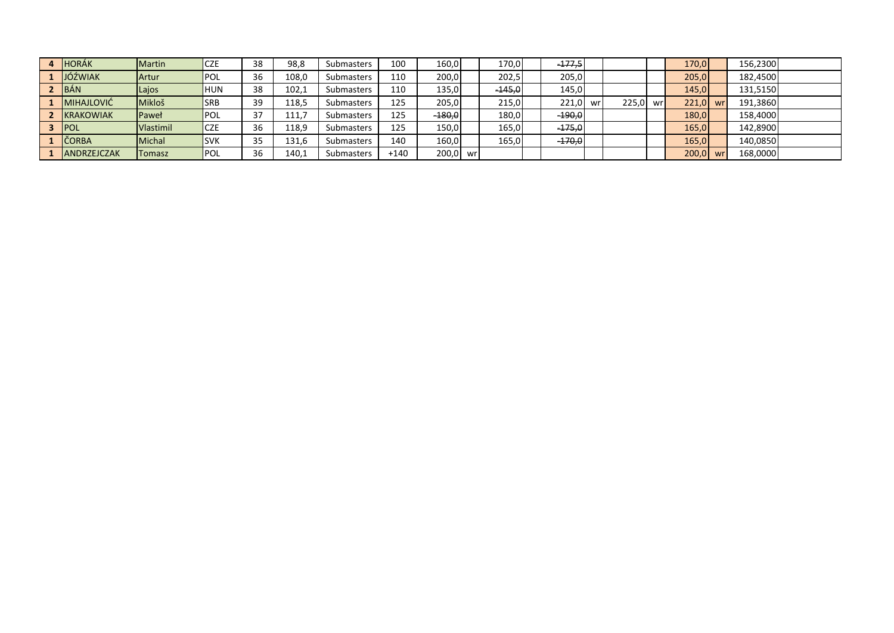| | | | | | | | | | | | | | | | | | | |
|---|---|---|---|---|---|---|---|---|---|---|---|---|---|---|---|---|---|---|
| 4 | HORÁK | Martin | CZE | 38 | 98,8 | Submasters | 100 | 160,0 | | 170,0 | | ~~-177,5~~ | | | | 170,0 | | 156,2300 |
| 1 | JÓŹWIAK | Artur | POL | 36 | 108,0 | Submasters | 110 | 200,0 | | 202,5 | | 205,0 | | | | 205,0 | | 182,4500 |
| 2 | BÁN | Lajos | HUN | 38 | 102,1 | Submasters | 110 | 135,0 | | ~~-145,0~~ | | 145,0 | | | | 145,0 | | 131,5150 |
| 1 | MIHAJLOVIĆ | Mikloš | SRB | 39 | 118,5 | Submasters | 125 | 205,0 | | 215,0 | | 221,0 | wr | 225,0 | wr | 221,0 | wr | 191,3860 |
| 2 | KRAKOWIAK | Paweł | POL | 37 | 111,7 | Submasters | 125 | ~~-180,0~~ | | 180,0 | | ~~-190,0~~ | | | | 180,0 | | 158,4000 |
| 3 | POL | Vlastimil | CZE | 36 | 118,9 | Submasters | 125 | 150,0 | | 165,0 | | ~~-175,0~~ | | | | 165,0 | | 142,8900 |
| 1 | ČORBA | Michal | SVK | 35 | 131,6 | Submasters | 140 | 160,0 | | 165,0 | | ~~-170,0~~ | | | | 165,0 | | 140,0850 |
| 1 | ANDRZEJCZAK | Tomasz | POL | 36 | 140,1 | Submasters | +140 | 200,0 | wr | | | | | | | 200,0 | wr | 168,0000 |